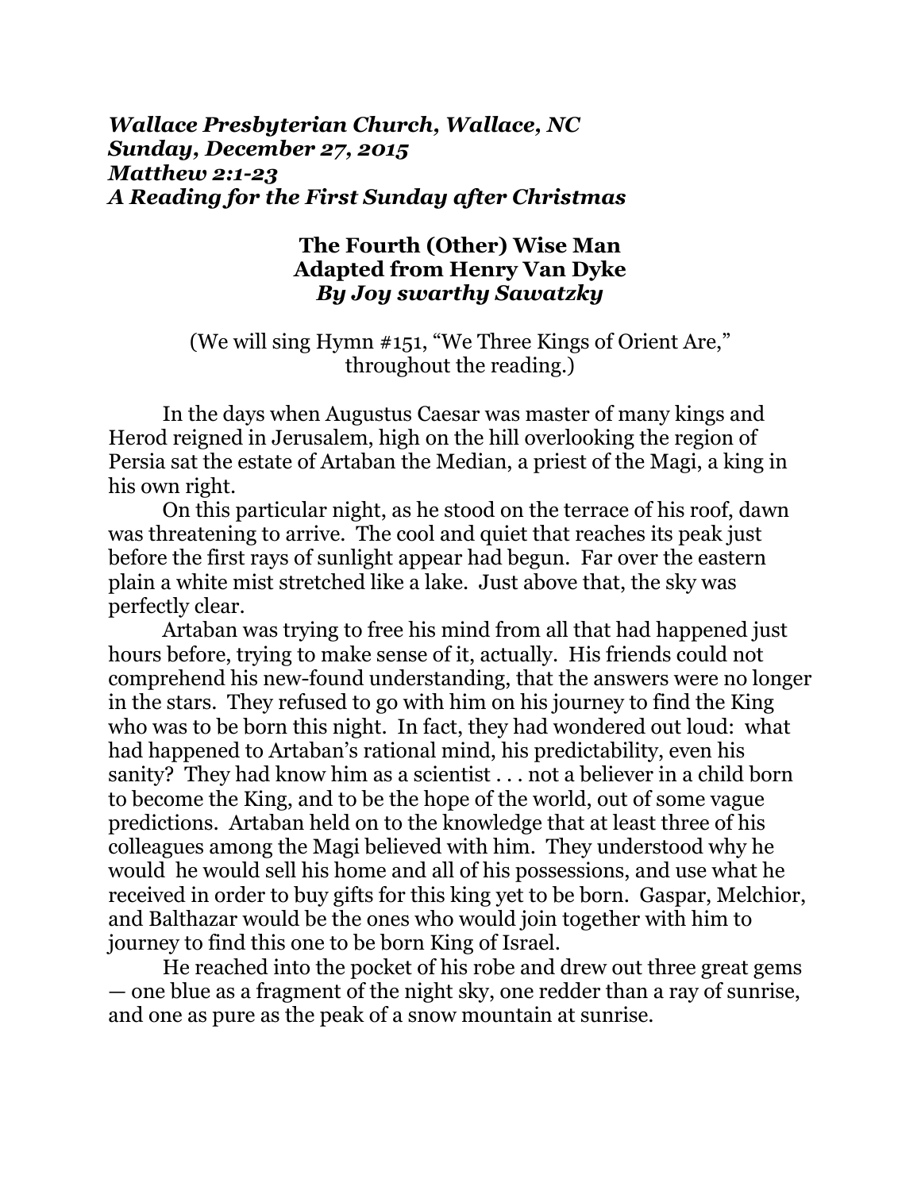***Wallace Presbyterian Church, Wallace, NC***
***Sunday, December 27, 2015***
***Matthew 2:1-23***
***A Reading for the First Sunday after Christmas***

**The Fourth (Other) Wise Man**
**Adapted from Henry Van Dyke**
***By Joy swarthy Sawatzky***

(We will sing Hymn #151, "We Three Kings of Orient Are," throughout the reading.)

In the days when Augustus Caesar was master of many kings and Herod reigned in Jerusalem, high on the hill overlooking the region of Persia sat the estate of Artaban the Median, a priest of the Magi, a king in his own right.

On this particular night, as he stood on the terrace of his roof, dawn was threatening to arrive. The cool and quiet that reaches its peak just before the first rays of sunlight appear had begun. Far over the eastern plain a white mist stretched like a lake. Just above that, the sky was perfectly clear.

Artaban was trying to free his mind from all that had happened just hours before, trying to make sense of it, actually. His friends could not comprehend his new-found understanding, that the answers were no longer in the stars. They refused to go with him on his journey to find the King who was to be born this night. In fact, they had wondered out loud: what had happened to Artaban's rational mind, his predictability, even his sanity? They had know him as a scientist . . . not a believer in a child born to become the King, and to be the hope of the world, out of some vague predictions. Artaban held on to the knowledge that at least three of his colleagues among the Magi believed with him. They understood why he would he would sell his home and all of his possessions, and use what he received in order to buy gifts for this king yet to be born. Gaspar, Melchior, and Balthazar would be the ones who would join together with him to journey to find this one to be born King of Israel.

He reached into the pocket of his robe and drew out three great gems — one blue as a fragment of the night sky, one redder than a ray of sunrise, and one as pure as the peak of a snow mountain at sunrise.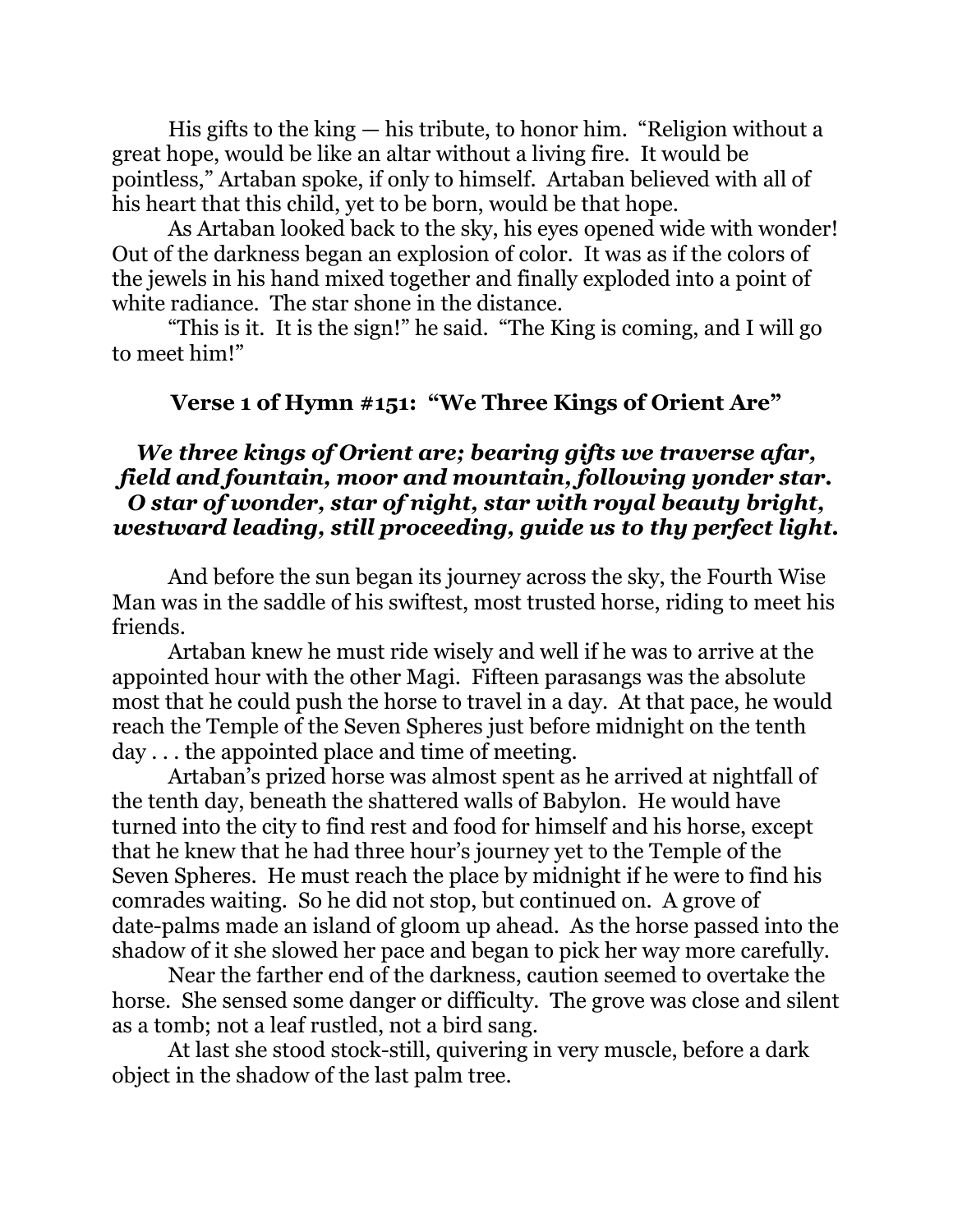His gifts to the king — his tribute, to honor him. "Religion without a great hope, would be like an altar without a living fire. It would be pointless," Artaban spoke, if only to himself. Artaban believed with all of his heart that this child, yet to be born, would be that hope.

As Artaban looked back to the sky, his eyes opened wide with wonder! Out of the darkness began an explosion of color. It was as if the colors of the jewels in his hand mixed together and finally exploded into a point of white radiance. The star shone in the distance.

"This is it. It is the sign!" he said. "The King is coming, and I will go to meet him!"

### Verse 1 of Hymn #151: "We Three Kings of Orient Are"

***We three kings of Orient are; bearing gifts we traverse afar, field and fountain, moor and mountain, following yonder star. O star of wonder, star of night, star with royal beauty bright, westward leading, still proceeding, guide us to thy perfect light.***

And before the sun began its journey across the sky, the Fourth Wise Man was in the saddle of his swiftest, most trusted horse, riding to meet his friends.

Artaban knew he must ride wisely and well if he was to arrive at the appointed hour with the other Magi. Fifteen parasangs was the absolute most that he could push the horse to travel in a day. At that pace, he would reach the Temple of the Seven Spheres just before midnight on the tenth day . . . the appointed place and time of meeting.

Artaban's prized horse was almost spent as he arrived at nightfall of the tenth day, beneath the shattered walls of Babylon. He would have turned into the city to find rest and food for himself and his horse, except that he knew that he had three hour's journey yet to the Temple of the Seven Spheres. He must reach the place by midnight if he were to find his comrades waiting. So he did not stop, but continued on. A grove of date-palms made an island of gloom up ahead. As the horse passed into the shadow of it she slowed her pace and began to pick her way more carefully.

Near the farther end of the darkness, caution seemed to overtake the horse. She sensed some danger or difficulty. The grove was close and silent as a tomb; not a leaf rustled, not a bird sang.

At last she stood stock-still, quivering in very muscle, before a dark object in the shadow of the last palm tree.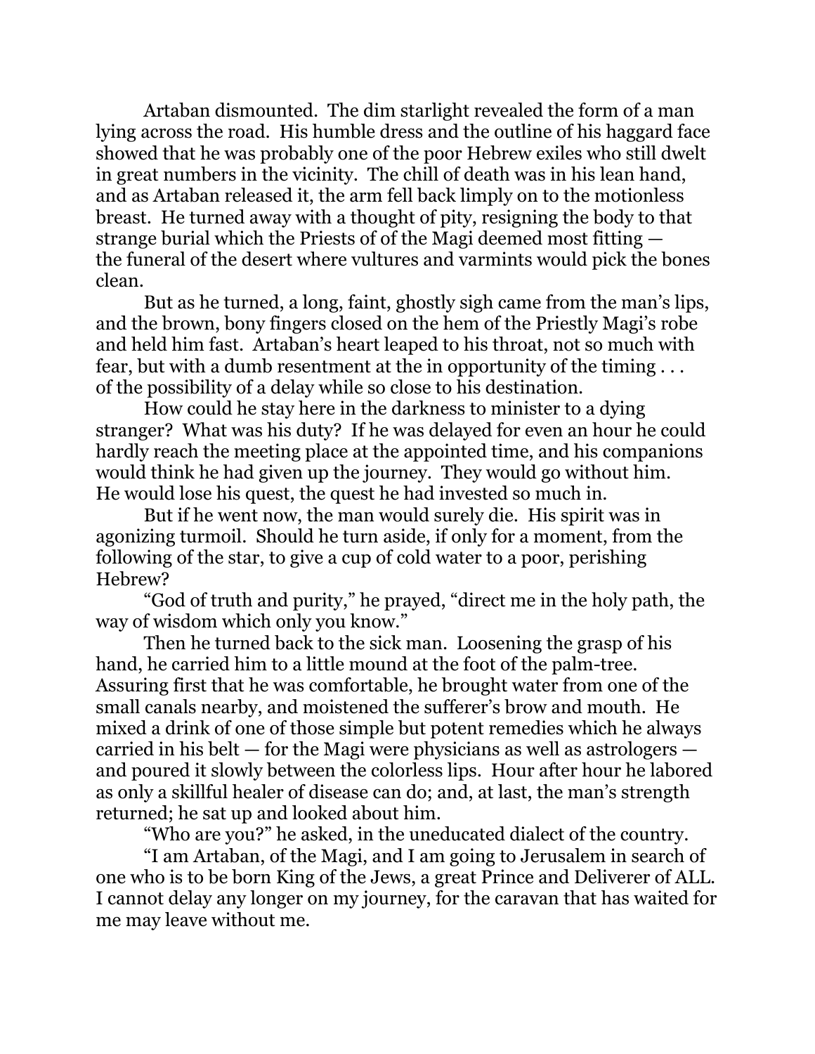Artaban dismounted. The dim starlight revealed the form of a man lying across the road. His humble dress and the outline of his haggard face showed that he was probably one of the poor Hebrew exiles who still dwelt in great numbers in the vicinity. The chill of death was in his lean hand, and as Artaban released it, the arm fell back limply on to the motionless breast. He turned away with a thought of pity, resigning the body to that strange burial which the Priests of of the Magi deemed most fitting — the funeral of the desert where vultures and varmints would pick the bones clean.

But as he turned, a long, faint, ghostly sigh came from the man's lips, and the brown, bony fingers closed on the hem of the Priestly Magi's robe and held him fast. Artaban's heart leaped to his throat, not so much with fear, but with a dumb resentment at the in opportunity of the timing . . . of the possibility of a delay while so close to his destination.

How could he stay here in the darkness to minister to a dying stranger? What was his duty? If he was delayed for even an hour he could hardly reach the meeting place at the appointed time, and his companions would think he had given up the journey. They would go without him. He would lose his quest, the quest he had invested so much in.

But if he went now, the man would surely die. His spirit was in agonizing turmoil. Should he turn aside, if only for a moment, from the following of the star, to give a cup of cold water to a poor, perishing Hebrew?

"God of truth and purity," he prayed, "direct me in the holy path, the way of wisdom which only you know."

Then he turned back to the sick man. Loosening the grasp of his hand, he carried him to a little mound at the foot of the palm-tree. Assuring first that he was comfortable, he brought water from one of the small canals nearby, and moistened the sufferer's brow and mouth. He mixed a drink of one of those simple but potent remedies which he always carried in his belt — for the Magi were physicians as well as astrologers — and poured it slowly between the colorless lips. Hour after hour he labored as only a skillful healer of disease can do; and, at last, the man's strength returned; he sat up and looked about him.

"Who are you?" he asked, in the uneducated dialect of the country.

"I am Artaban, of the Magi, and I am going to Jerusalem in search of one who is to be born King of the Jews, a great Prince and Deliverer of ALL. I cannot delay any longer on my journey, for the caravan that has waited for me may leave without me.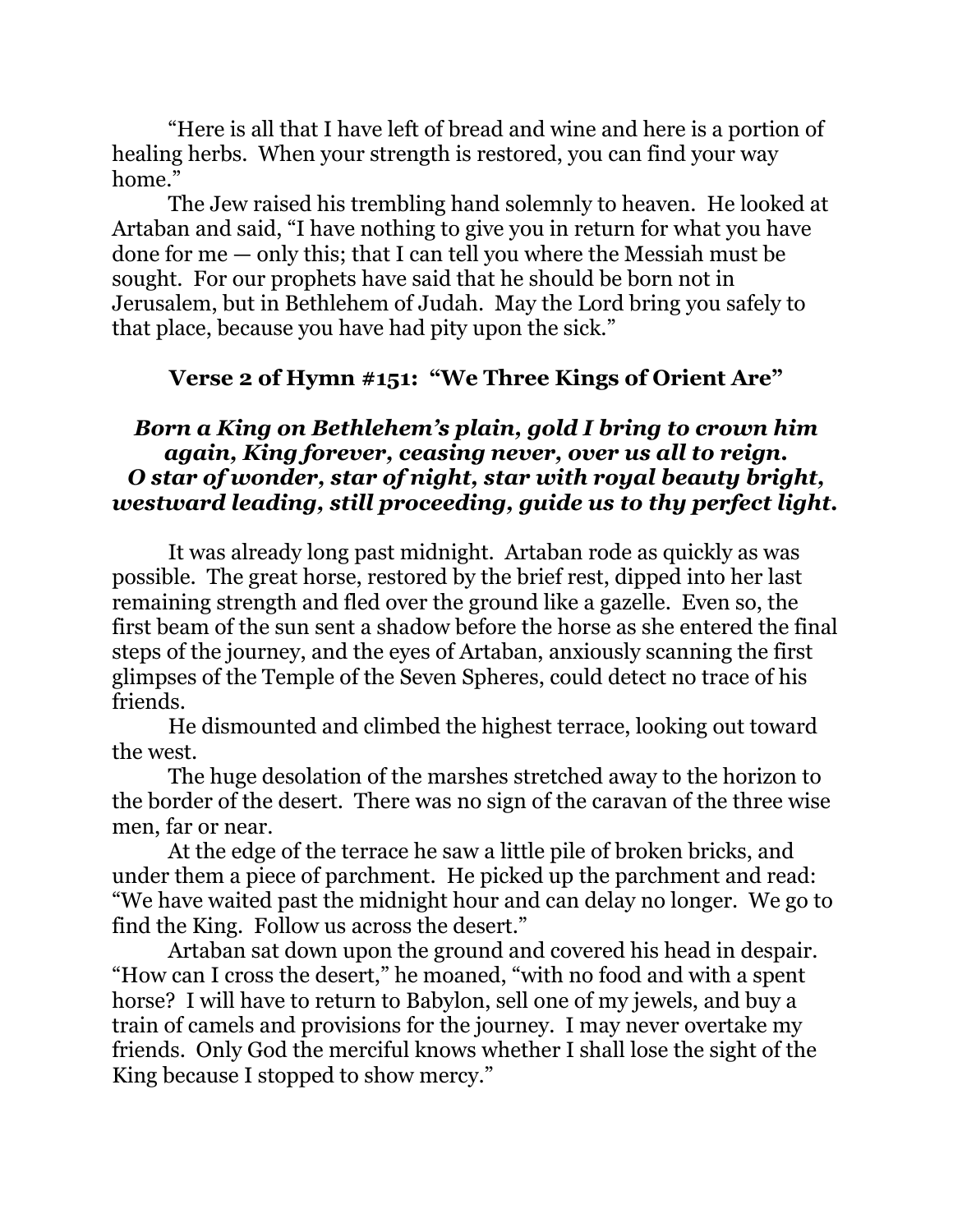"Here is all that I have left of bread and wine and here is a portion of healing herbs. When your strength is restored, you can find your way home."

The Jew raised his trembling hand solemnly to heaven. He looked at Artaban and said, "I have nothing to give you in return for what you have done for me — only this; that I can tell you where the Messiah must be sought. For our prophets have said that he should be born not in Jerusalem, but in Bethlehem of Judah. May the Lord bring you safely to that place, because you have had pity upon the sick."

**Verse 2 of Hymn #151: "We Three Kings of Orient Are"**

***Born a King on Bethlehem's plain, gold I bring to crown him again, King forever, ceasing never, over us all to reign.***
***O star of wonder, star of night, star with royal beauty bright, westward leading, still proceeding, guide us to thy perfect light.***

It was already long past midnight. Artaban rode as quickly as was possible. The great horse, restored by the brief rest, dipped into her last remaining strength and fled over the ground like a gazelle. Even so, the first beam of the sun sent a shadow before the horse as she entered the final steps of the journey, and the eyes of Artaban, anxiously scanning the first glimpses of the Temple of the Seven Spheres, could detect no trace of his friends.

He dismounted and climbed the highest terrace, looking out toward the west.

The huge desolation of the marshes stretched away to the horizon to the border of the desert. There was no sign of the caravan of the three wise men, far or near.

At the edge of the terrace he saw a little pile of broken bricks, and under them a piece of parchment. He picked up the parchment and read: "We have waited past the midnight hour and can delay no longer. We go to find the King. Follow us across the desert."

Artaban sat down upon the ground and covered his head in despair. "How can I cross the desert," he moaned, "with no food and with a spent horse? I will have to return to Babylon, sell one of my jewels, and buy a train of camels and provisions for the journey. I may never overtake my friends. Only God the merciful knows whether I shall lose the sight of the King because I stopped to show mercy."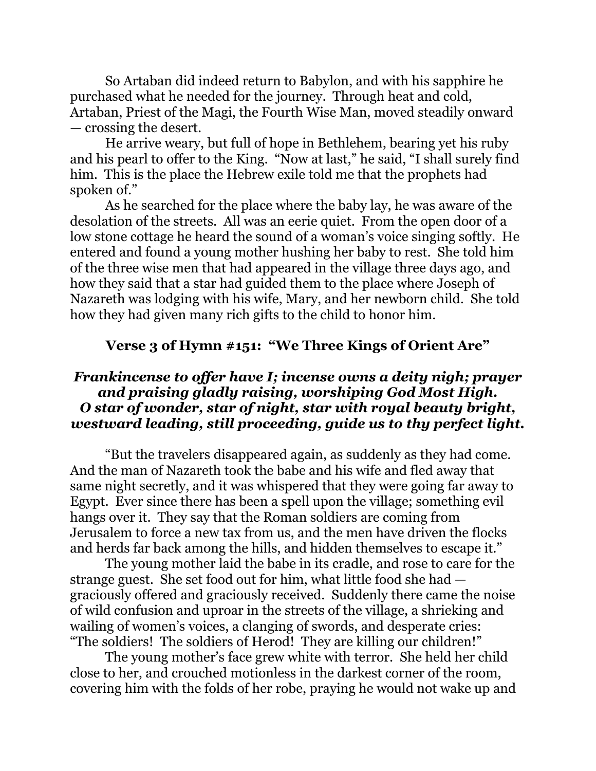So Artaban did indeed return to Babylon, and with his sapphire he purchased what he needed for the journey. Through heat and cold, Artaban, Priest of the Magi, the Fourth Wise Man, moved steadily onward — crossing the desert.

He arrive weary, but full of hope in Bethlehem, bearing yet his ruby and his pearl to offer to the King. "Now at last," he said, "I shall surely find him. This is the place the Hebrew exile told me that the prophets had spoken of."

As he searched for the place where the baby lay, he was aware of the desolation of the streets. All was an eerie quiet. From the open door of a low stone cottage he heard the sound of a woman's voice singing softly. He entered and found a young mother hushing her baby to rest. She told him of the three wise men that had appeared in the village three days ago, and how they said that a star had guided them to the place where Joseph of Nazareth was lodging with his wife, Mary, and her newborn child. She told how they had given many rich gifts to the child to honor him.

### Verse 3 of Hymn #151: "We Three Kings of Orient Are"

***Frankincense to offer have I; incense owns a deity nigh; prayer and praising gladly raising, worshiping God Most High.***
***O star of wonder, star of night, star with royal beauty bright, westward leading, still proceeding, guide us to thy perfect light.***

"But the travelers disappeared again, as suddenly as they had come. And the man of Nazareth took the babe and his wife and fled away that same night secretly, and it was whispered that they were going far away to Egypt. Ever since there has been a spell upon the village; something evil hangs over it. They say that the Roman soldiers are coming from Jerusalem to force a new tax from us, and the men have driven the flocks and herds far back among the hills, and hidden themselves to escape it."

The young mother laid the babe in its cradle, and rose to care for the strange guest. She set food out for him, what little food she had — graciously offered and graciously received. Suddenly there came the noise of wild confusion and uproar in the streets of the village, a shrieking and wailing of women's voices, a clanging of swords, and desperate cries: "The soldiers! The soldiers of Herod! They are killing our children!"

The young mother's face grew white with terror. She held her child close to her, and crouched motionless in the darkest corner of the room, covering him with the folds of her robe, praying he would not wake up and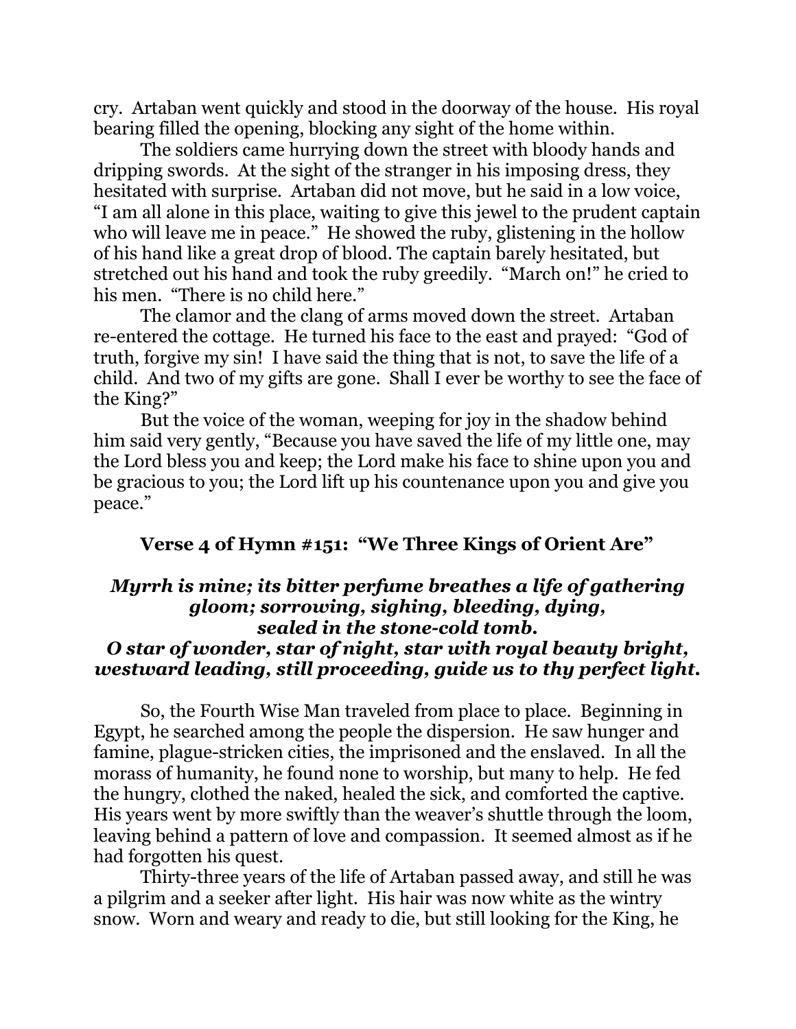cry. Artaban went quickly and stood in the doorway of the house. His royal bearing filled the opening, blocking any sight of the home within.

The soldiers came hurrying down the street with bloody hands and dripping swords. At the sight of the stranger in his imposing dress, they hesitated with surprise. Artaban did not move, but he said in a low voice, "I am all alone in this place, waiting to give this jewel to the prudent captain who will leave me in peace." He showed the ruby, glistening in the hollow of his hand like a great drop of blood. The captain barely hesitated, but stretched out his hand and took the ruby greedily. "March on!" he cried to his men. "There is no child here."

The clamor and the clang of arms moved down the street. Artaban re-entered the cottage. He turned his face to the east and prayed: "God of truth, forgive my sin! I have said the thing that is not, to save the life of a child. And two of my gifts are gone. Shall I ever be worthy to see the face of the King?"

But the voice of the woman, weeping for joy in the shadow behind him said very gently, "Because you have saved the life of my little one, may the Lord bless you and keep; the Lord make his face to shine upon you and be gracious to you; the Lord lift up his countenance upon you and give you peace."

### Verse 4 of Hymn #151: "We Three Kings of Orient Are"

***Myrrh is mine; its bitter perfume breathes a life of gathering gloom; sorrowing, sighing, bleeding, dying, sealed in the stone-cold tomb.***
***O star of wonder, star of night, star with royal beauty bright, westward leading, still proceeding, guide us to thy perfect light.***

So, the Fourth Wise Man traveled from place to place. Beginning in Egypt, he searched among the people the dispersion. He saw hunger and famine, plague-stricken cities, the imprisoned and the enslaved. In all the morass of humanity, he found none to worship, but many to help. He fed the hungry, clothed the naked, healed the sick, and comforted the captive. His years went by more swiftly than the weaver's shuttle through the loom, leaving behind a pattern of love and compassion. It seemed almost as if he had forgotten his quest.

Thirty-three years of the life of Artaban passed away, and still he was a pilgrim and a seeker after light. His hair was now white as the wintry snow. Worn and weary and ready to die, but still looking for the King, he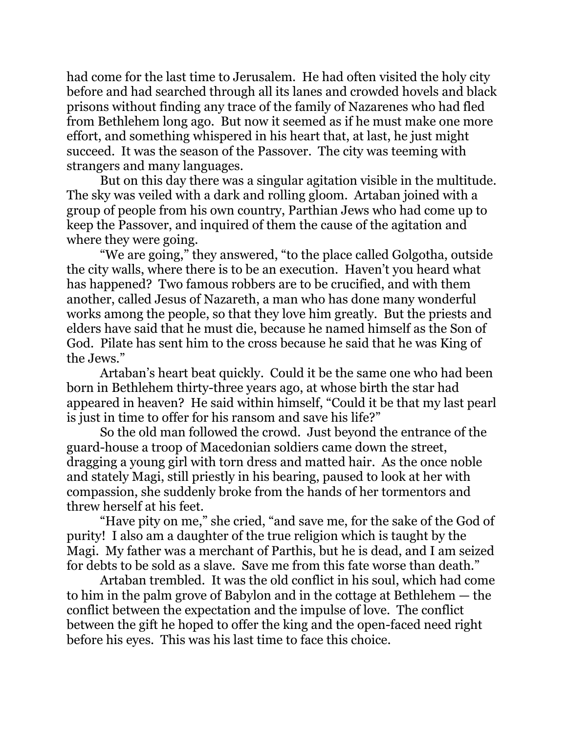had come for the last time to Jerusalem. He had often visited the holy city before and had searched through all its lanes and crowded hovels and black prisons without finding any trace of the family of Nazarenes who had fled from Bethlehem long ago. But now it seemed as if he must make one more effort, and something whispered in his heart that, at last, he just might succeed. It was the season of the Passover. The city was teeming with strangers and many languages.

But on this day there was a singular agitation visible in the multitude. The sky was veiled with a dark and rolling gloom. Artaban joined with a group of people from his own country, Parthian Jews who had come up to keep the Passover, and inquired of them the cause of the agitation and where they were going.

"We are going," they answered, "to the place called Golgotha, outside the city walls, where there is to be an execution. Haven't you heard what has happened? Two famous robbers are to be crucified, and with them another, called Jesus of Nazareth, a man who has done many wonderful works among the people, so that they love him greatly. But the priests and elders have said that he must die, because he named himself as the Son of God. Pilate has sent him to the cross because he said that he was King of the Jews."

Artaban's heart beat quickly. Could it be the same one who had been born in Bethlehem thirty-three years ago, at whose birth the star had appeared in heaven? He said within himself, "Could it be that my last pearl is just in time to offer for his ransom and save his life?"

So the old man followed the crowd. Just beyond the entrance of the guard-house a troop of Macedonian soldiers came down the street, dragging a young girl with torn dress and matted hair. As the once noble and stately Magi, still priestly in his bearing, paused to look at her with compassion, she suddenly broke from the hands of her tormentors and threw herself at his feet.

"Have pity on me," she cried, "and save me, for the sake of the God of purity! I also am a daughter of the true religion which is taught by the Magi. My father was a merchant of Parthis, but he is dead, and I am seized for debts to be sold as a slave. Save me from this fate worse than death."

Artaban trembled. It was the old conflict in his soul, which had come to him in the palm grove of Babylon and in the cottage at Bethlehem — the conflict between the expectation and the impulse of love. The conflict between the gift he hoped to offer the king and the open-faced need right before his eyes. This was his last time to face this choice.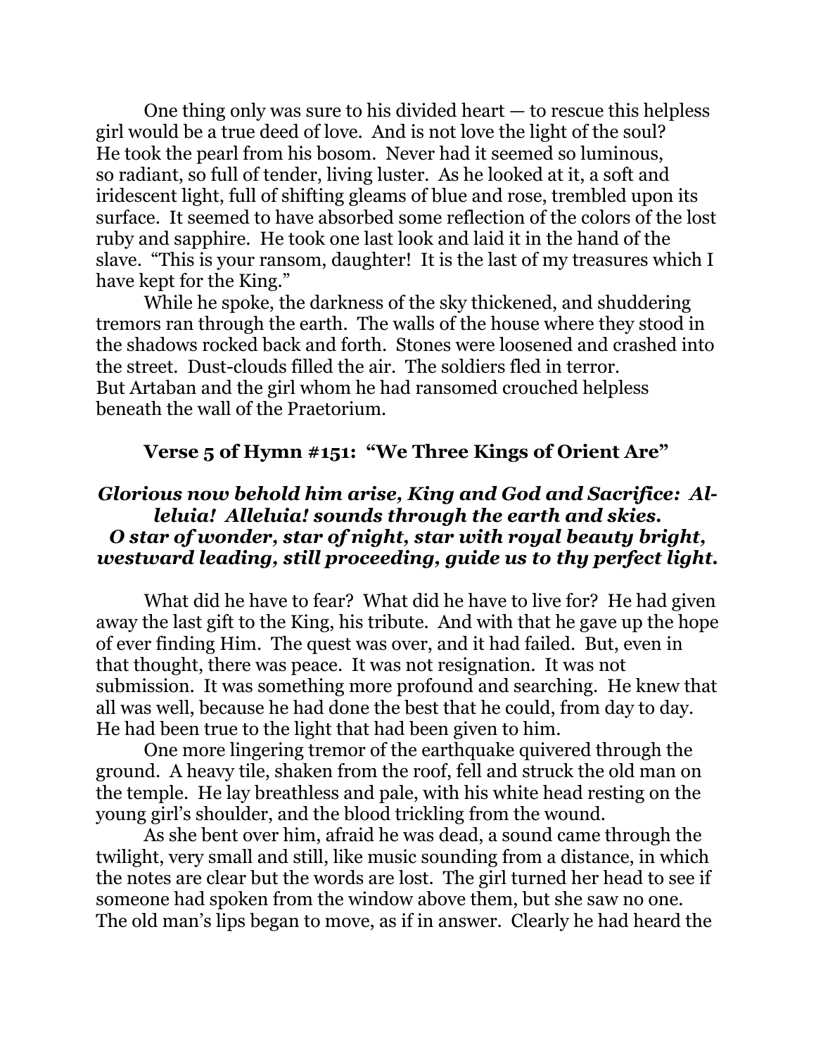One thing only was sure to his divided heart — to rescue this helpless girl would be a true deed of love. And is not love the light of the soul? He took the pearl from his bosom. Never had it seemed so luminous, so radiant, so full of tender, living luster. As he looked at it, a soft and iridescent light, full of shifting gleams of blue and rose, trembled upon its surface. It seemed to have absorbed some reflection of the colors of the lost ruby and sapphire. He took one last look and laid it in the hand of the slave. "This is your ransom, daughter! It is the last of my treasures which I have kept for the King."

While he spoke, the darkness of the sky thickened, and shuddering tremors ran through the earth. The walls of the house where they stood in the shadows rocked back and forth. Stones were loosened and crashed into the street. Dust-clouds filled the air. The soldiers fled in terror. But Artaban and the girl whom he had ransomed crouched helpless beneath the wall of the Praetorium.

### Verse 5 of Hymn #151: "We Three Kings of Orient Are"

***Glorious now behold him arise, King and God and Sacrifice: Alleluia! Alleluia! sounds through the earth and skies.***
***O star of wonder, star of night, star with royal beauty bright, westward leading, still proceeding, guide us to thy perfect light.***

What did he have to fear? What did he have to live for? He had given away the last gift to the King, his tribute. And with that he gave up the hope of ever finding Him. The quest was over, and it had failed. But, even in that thought, there was peace. It was not resignation. It was not submission. It was something more profound and searching. He knew that all was well, because he had done the best that he could, from day to day. He had been true to the light that had been given to him.

One more lingering tremor of the earthquake quivered through the ground. A heavy tile, shaken from the roof, fell and struck the old man on the temple. He lay breathless and pale, with his white head resting on the young girl's shoulder, and the blood trickling from the wound.

As she bent over him, afraid he was dead, a sound came through the twilight, very small and still, like music sounding from a distance, in which the notes are clear but the words are lost. The girl turned her head to see if someone had spoken from the window above them, but she saw no one. The old man's lips began to move, as if in answer. Clearly he had heard the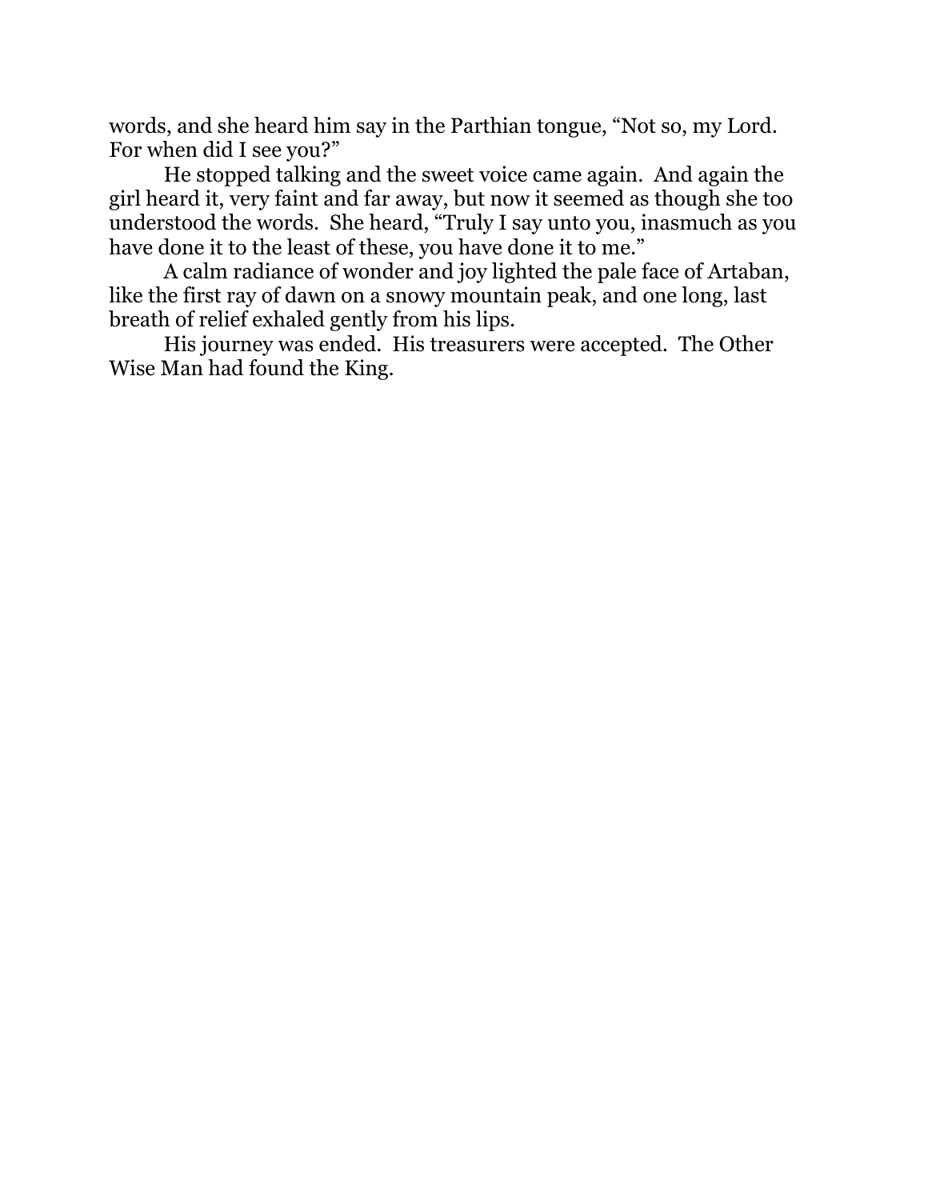words, and she heard him say in the Parthian tongue, "Not so, my Lord. For when did I see you?"

He stopped talking and the sweet voice came again. And again the girl heard it, very faint and far away, but now it seemed as though she too understood the words. She heard, "Truly I say unto you, inasmuch as you have done it to the least of these, you have done it to me."

A calm radiance of wonder and joy lighted the pale face of Artaban, like the first ray of dawn on a snowy mountain peak, and one long, last breath of relief exhaled gently from his lips.

His journey was ended. His treasurers were accepted. The Other Wise Man had found the King.